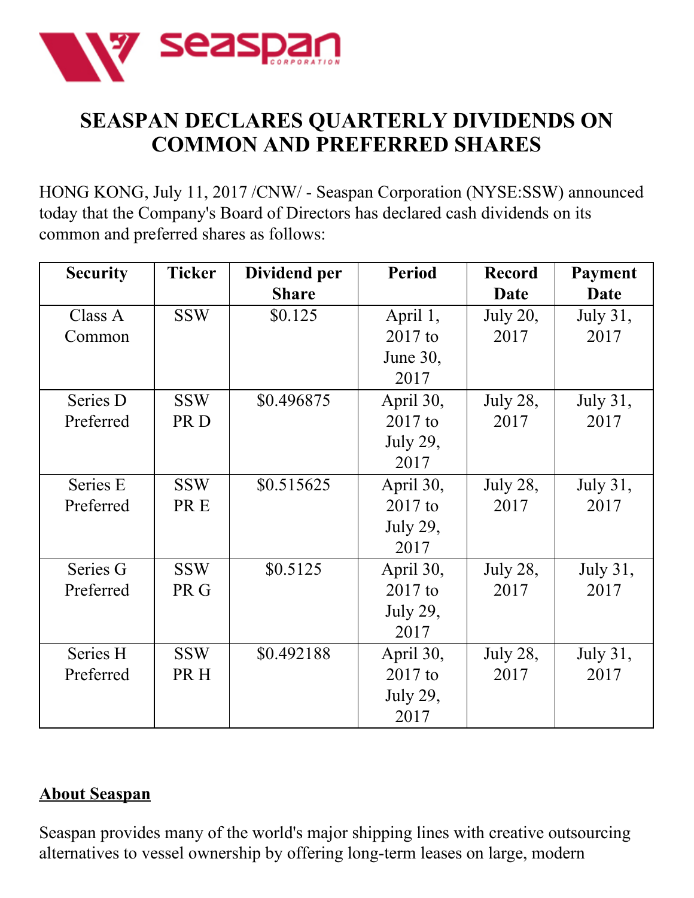# SEASPAN DECLARES QUARTERLY DIVIDENDS ON COMMON AND PREFERRED SHARES

HONG KONG, July 11, 2017 /CNW/ - Seaspan Corporation (NYSE:SSW) announced today that the Company's Board of Directors has declared cash dividends on its common and preferred shares as follows:

| Security | Ticker | Dividend per Share | Period | Record Date | Payment Date |
|---|---|---|---|---|---|
| Class A Common | SSW | $0.125 | April 1, 2017 to June 30, 2017 | July 20, 2017 | July 31, 2017 |
| Series D Preferred | SSW PR D | $0.496875 | April 30, 2017 to July 29, 2017 | July 28, 2017 | July 31, 2017 |
| Series E Preferred | SSW PR E | $0.515625 | April 30, 2017 to July 29, 2017 | July 28, 2017 | July 31, 2017 |
| Series G Preferred | SSW PR G | $0.5125 | April 30, 2017 to July 29, 2017 | July 28, 2017 | July 31, 2017 |
| Series H Preferred | SSW PR H | $0.492188 | April 30, 2017 to July 29, 2017 | July 28, 2017 | July 31, 2017 |

## About Seaspan

Seaspan provides many of the world's major shipping lines with creative outsourcing alternatives to vessel ownership by offering long-term leases on large, modern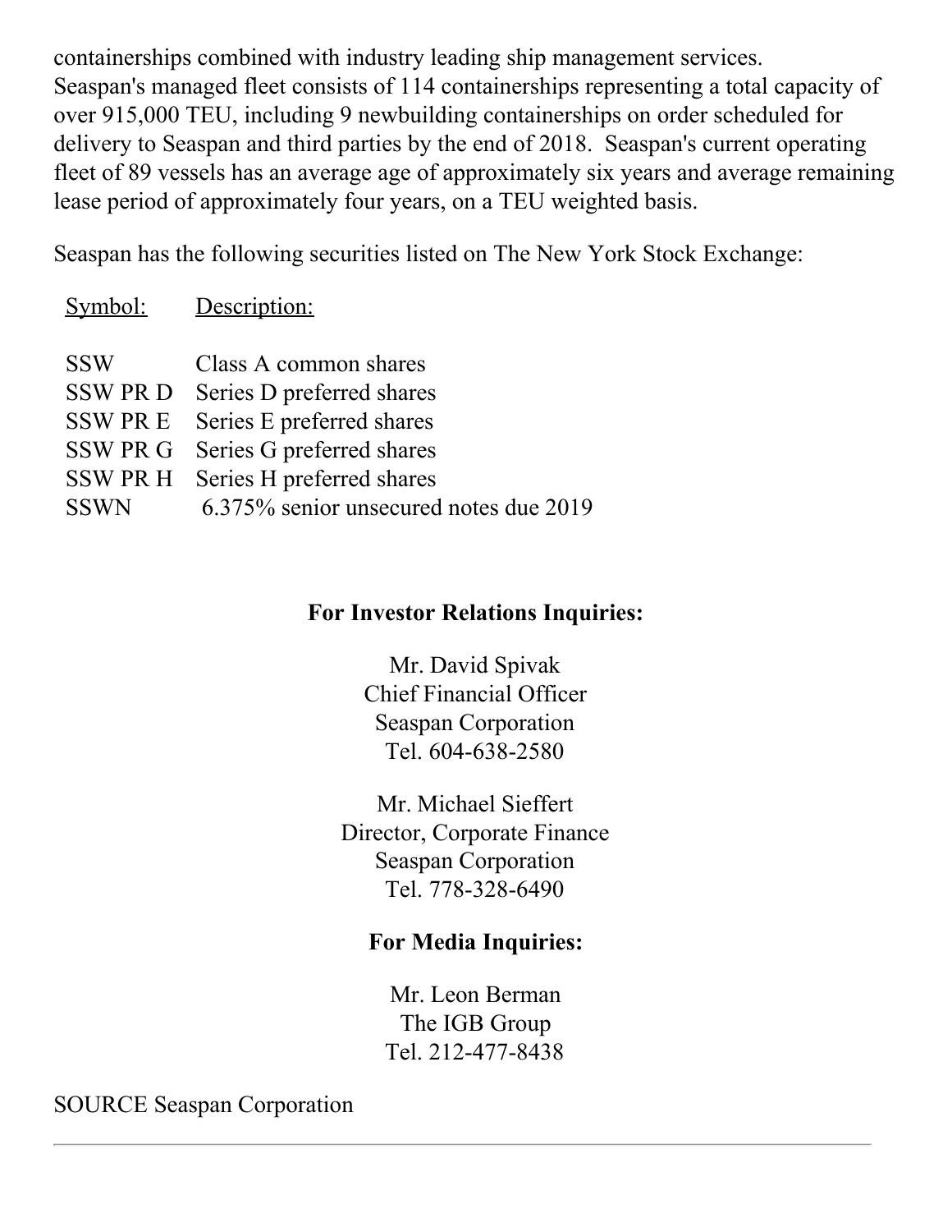containerships combined with industry leading ship management services. Seaspan's managed fleet consists of 114 containerships representing a total capacity of over 915,000 TEU, including 9 newbuilding containerships on order scheduled for delivery to Seaspan and third parties by the end of 2018. Seaspan's current operating fleet of 89 vessels has an average age of approximately six years and average remaining lease period of approximately four years, on a TEU weighted basis.

Seaspan has the following securities listed on The New York Stock Exchange:

| Symbol: | Description: |
| --- | --- |
| SSW | Class A common shares |
| SSW PR D | Series D preferred shares |
| SSW PR E | Series E preferred shares |
| SSW PR G | Series G preferred shares |
| SSW PR H | Series H preferred shares |
| SSWN | 6.375% senior unsecured notes due 2019 |

**For Investor Relations Inquiries:**

Mr. David Spivak
Chief Financial Officer
Seaspan Corporation
Tel. 604-638-2580

Mr. Michael Sieffert
Director, Corporate Finance
Seaspan Corporation
Tel. 778-328-6490

**For Media Inquiries:**

Mr. Leon Berman
The IGB Group
Tel. 212-477-8438

SOURCE Seaspan Corporation